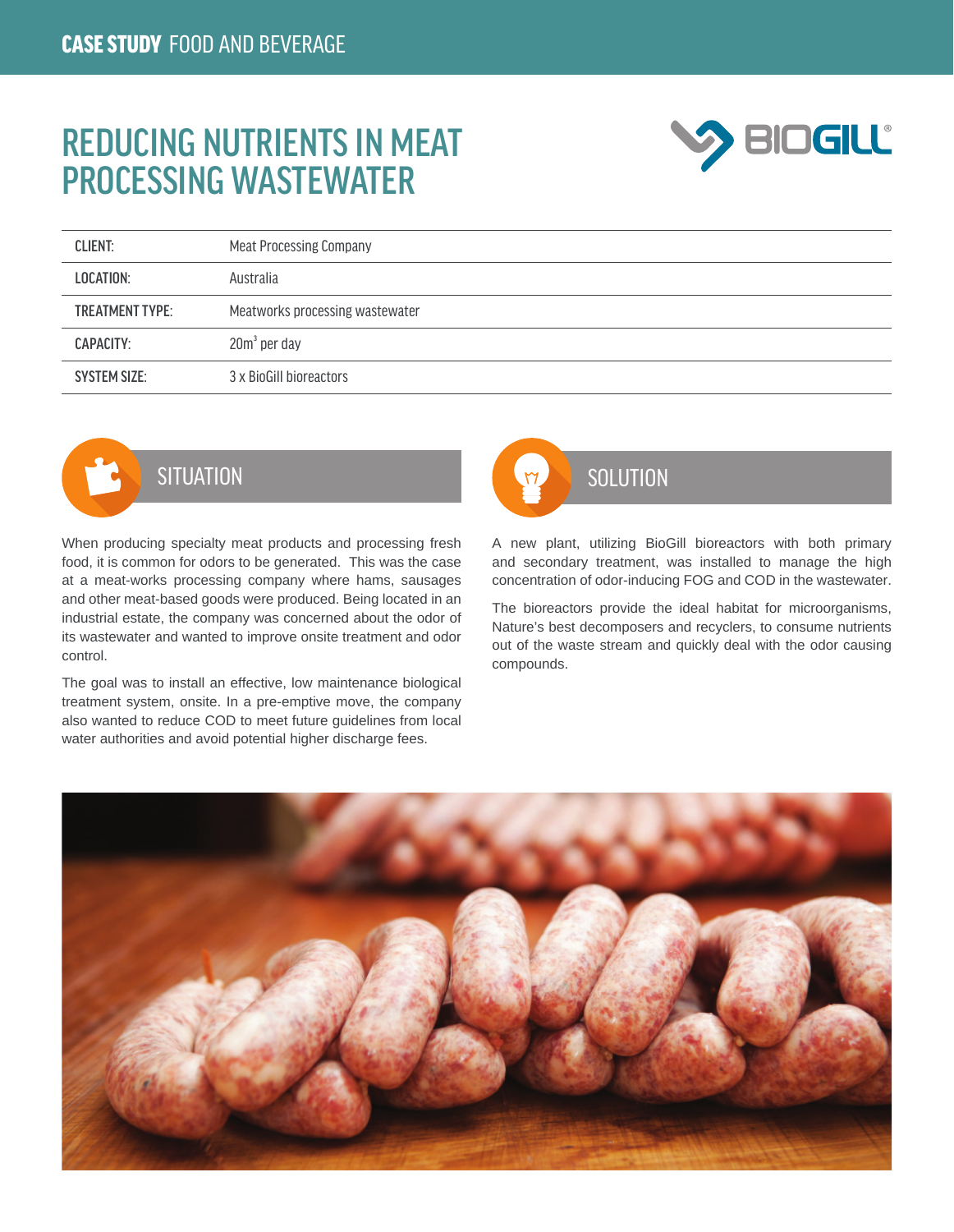**CASE STUDY** FOOD AND BEVERAGE

# REDUCING NUTRIENTS IN MEAT PROCESSING WASTEWATER

| | |
|---|---|
| CLIENT: | Meat Processing Company |
| LOCATION: | Australia |
| TREATMENT TYPE: | Meatworks processing wastewater |
| CAPACITY: | $20m^3$ per day |
| SYSTEM SIZE: | 3 x BioGill bioreactors |

## SITUATION

When producing specialty meat products and processing fresh food, it is common for odors to be generated. This was the case at a meat-works processing company where hams, sausages and other meat-based goods were produced. Being located in an industrial estate, the company was concerned about the odor of its wastewater and wanted to improve onsite treatment and odor control.

The goal was to install an effective, low maintenance biological treatment system, onsite. In a pre-emptive move, the company also wanted to reduce COD to meet future guidelines from local water authorities and avoid potential higher discharge fees.

## SOLUTION

A new plant, utilizing BioGill bioreactors with both primary and secondary treatment, was installed to manage the high concentration of odor-inducing FOG and COD in the wastewater.

The bioreactors provide the ideal habitat for microorganisms, Nature's best decomposers and recyclers, to consume nutrients out of the waste stream and quickly deal with the odor causing compounds.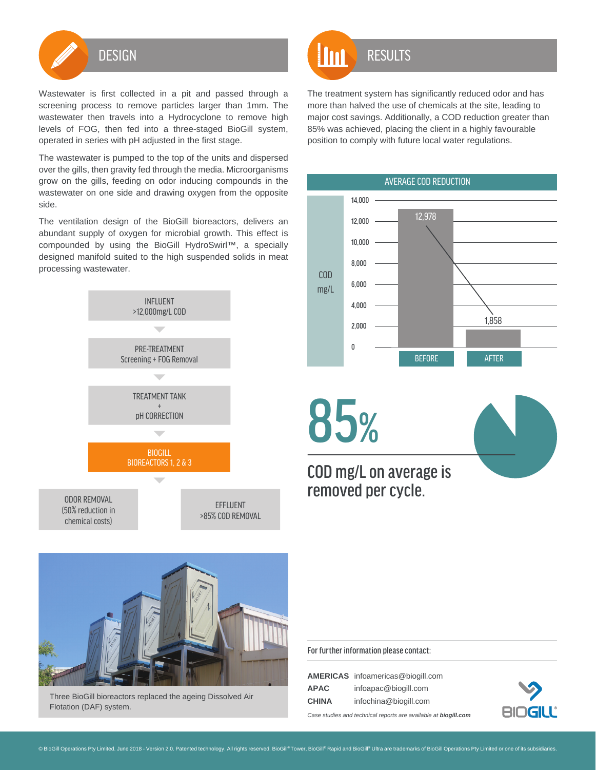## DESIGN

Wastewater is first collected in a pit and passed through a screening process to remove particles larger than 1mm. The wastewater then travels into a Hydrocyclone to remove high levels of FOG, then fed into a three-staged BioGill system, operated in series with pH adjusted in the first stage.

The wastewater is pumped to the top of the units and dispersed over the gills, then gravity fed through the media. Microorganisms grow on the gills, feeding on odor inducing compounds in the wastewater on one side and drawing oxygen from the opposite side.

The ventilation design of the BioGill bioreactors, delivers an abundant supply of oxygen for microbial growth. This effect is compounded by using the BioGill HydroSwirl™, a specially designed manifold suited to the high suspended solids in meat processing wastewater.

INFLUENT
>12,000mg/L COD

PRE-TREATMENT
Screening + FOG Removal

TREATMENT TANK
+
pH CORRECTION

BIOGILL
BIOREACTORS 1, 2 & 3

ODOR REMOVAL
(50% reduction in chemical costs)

EFFLUENT
>85% COD REMOVAL

Three BioGill bioreactors replaced the ageing Dissolved Air Flotation (DAF) system.

## RESULTS

The treatment system has significantly reduced odor and has more than halved the use of chemicals at the site, leading to major cost savings. Additionally, a COD reduction greater than 85% was achieved, placing the client in a highly favourable position to comply with future local water regulations.

AVERAGE COD REDUCTION

COD mg/L

14,000
12,000
10,000
8,000
6,000
4,000
2,000
0

12,978
1,858

BEFORE
AFTER

85%

COD mg/L on average is removed per cycle.

For further information please contact:

**AMERICAS** infoamericas@biogill.com
**APAC** infoapac@biogill.com
**CHINA** infochina@biogill.com

*Case studies and technical reports are available at* ***biogill.com***

BIOGILL®

© BioGill Operations Pty Limited. June 2018 - Version 2.0. Patented technology. All rights reserved. BioGill® Tower, BioGill® Rapid and BioGill® Ultra are trademarks of BioGill Operations Pty Limited or one of its subsidiaries.